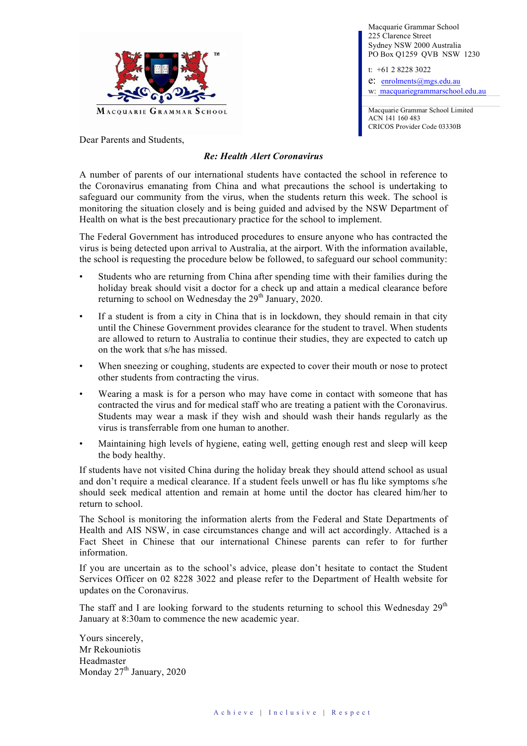Macquarie Grammar School
225 Clarence Street
Sydney NSW 2000 Australia
PO Box Q1259 QVB NSW 1230

t: +61 2 8228 3022
e: enrolments@mgs.edu.au
w: macquariegrammarschool.edu.au

Macquarie Grammar School Limited
ACN 141 160 483
CRICOS Provider Code 03330B

Dear Parents and Students,

***Re: Health Alert Coronavirus***

A number of parents of our international students have contacted the school in reference to the Coronavirus emanating from China and what precautions the school is undertaking to safeguard our community from the virus, when the students return this week. The school is monitoring the situation closely and is being guided and advised by the NSW Department of Health on what is the best precautionary practice for the school to implement.

The Federal Government has introduced procedures to ensure anyone who has contracted the virus is being detected upon arrival to Australia, at the airport. With the information available, the school is requesting the procedure below be followed, to safeguard our school community:

- Students who are returning from China after spending time with their families during the holiday break should visit a doctor for a check up and attain a medical clearance before returning to school on Wednesday the 29th January, 2020.
- If a student is from a city in China that is in lockdown, they should remain in that city until the Chinese Government provides clearance for the student to travel. When students are allowed to return to Australia to continue their studies, they are expected to catch up on the work that s/he has missed.
- When sneezing or coughing, students are expected to cover their mouth or nose to protect other students from contracting the virus.
- Wearing a mask is for a person who may have come in contact with someone that has contracted the virus and for medical staff who are treating a patient with the Coronavirus. Students may wear a mask if they wish and should wash their hands regularly as the virus is transferrable from one human to another.
- Maintaining high levels of hygiene, eating well, getting enough rest and sleep will keep the body healthy.

If students have not visited China during the holiday break they should attend school as usual and don't require a medical clearance. If a student feels unwell or has flu like symptoms s/he should seek medical attention and remain at home until the doctor has cleared him/her to return to school.

The School is monitoring the information alerts from the Federal and State Departments of Health and AIS NSW, in case circumstances change and will act accordingly. Attached is a Fact Sheet in Chinese that our international Chinese parents can refer to for further information.

If you are uncertain as to the school's advice, please don't hesitate to contact the Student Services Officer on 02 8228 3022 and please refer to the Department of Health website for updates on the Coronavirus.

The staff and I are looking forward to the students returning to school this Wednesday 29th January at 8:30am to commence the new academic year.

Yours sincerely,
Mr Rekouniotis
Headmaster
Monday 27th January, 2020

Achieve | Inclusive | Respect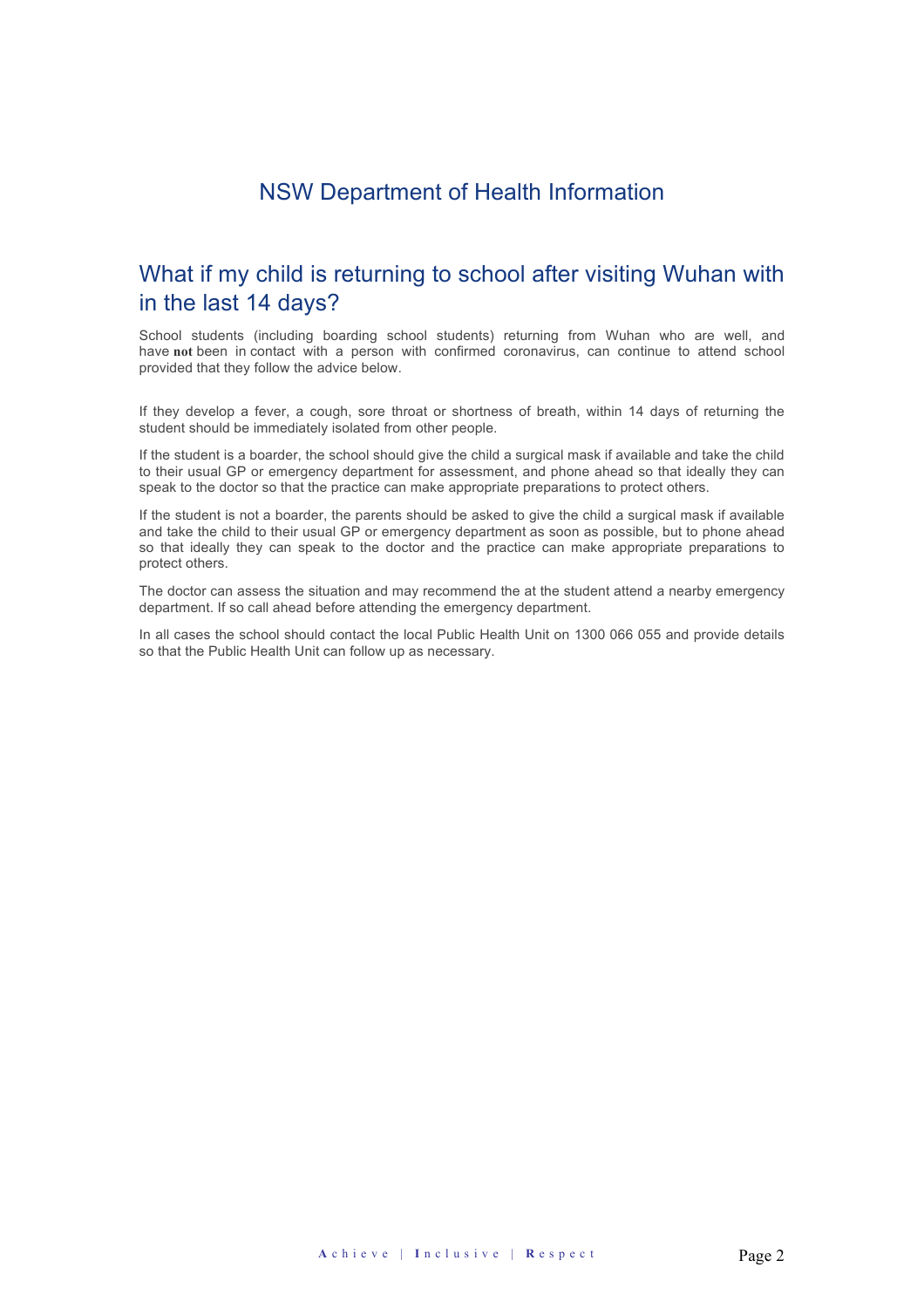# NSW Department of Health Information

## What if my child is returning to school after visiting Wuhan with in the last 14 days?

School students (including boarding school students) returning from Wuhan who are well, and have **not** been in contact with a person with confirmed coronavirus, can continue to attend school provided that they follow the advice below.

If they develop a fever, a cough, sore throat or shortness of breath, within 14 days of returning the student should be immediately isolated from other people.

If the student is a boarder, the school should give the child a surgical mask if available and take the child to their usual GP or emergency department for assessment, and phone ahead so that ideally they can speak to the doctor so that the practice can make appropriate preparations to protect others.

If the student is not a boarder, the parents should be asked to give the child a surgical mask if available and take the child to their usual GP or emergency department as soon as possible, but to phone ahead so that ideally they can speak to the doctor and the practice can make appropriate preparations to protect others.

The doctor can assess the situation and may recommend the at the student attend a nearby emergency department. If so call ahead before attending the emergency department.

In all cases the school should contact the local Public Health Unit on 1300 066 055 and provide details so that the Public Health Unit can follow up as necessary.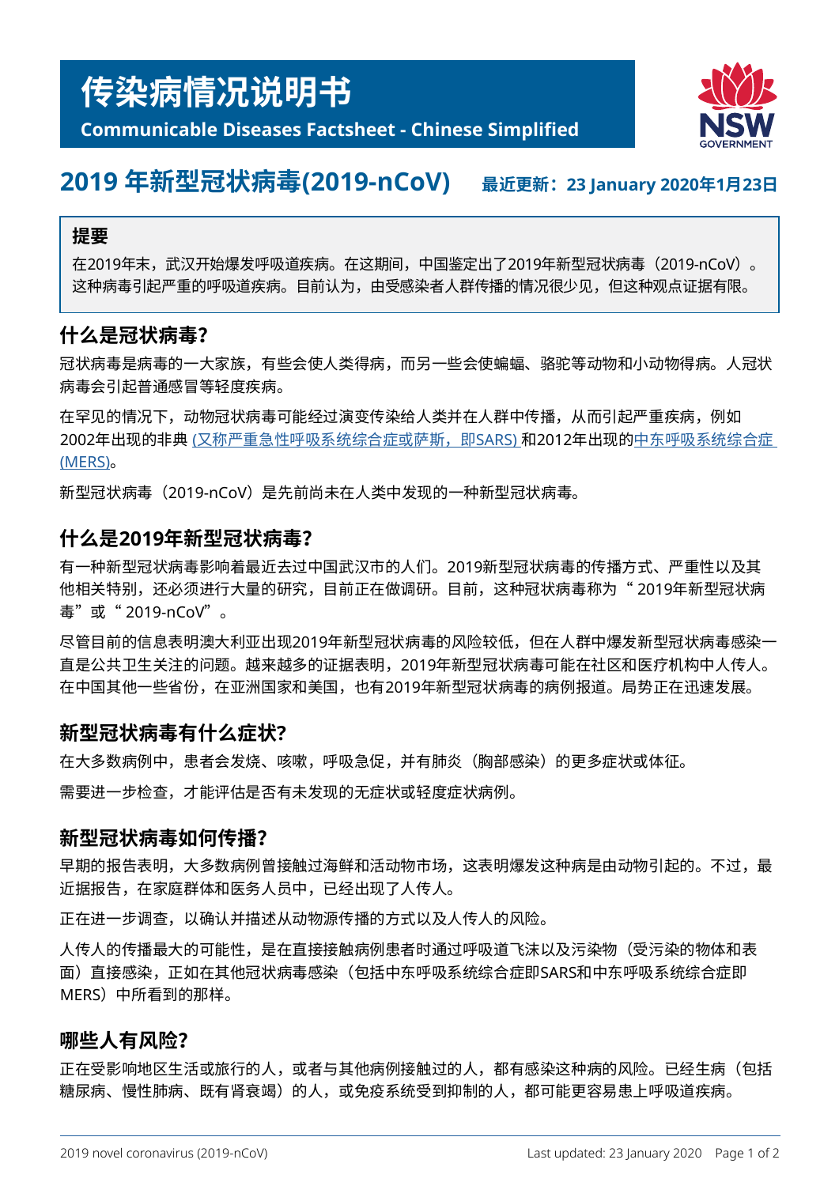# 传染病情况说明书

**Communicable Diseases Factsheet - Chinese Simplified**

## 2019 年新型冠状病毒(2019-nCoV)

**最近更新：23 January 2020年1月23日**

### 提要

在2019年末，武汉开始爆发呼吸道疾病。在这期间，中国鉴定出了2019年新型冠状病毒（2019-nCoV）。这种病毒引起严重的呼吸道疾病。目前认为，由受感染者人群传播的情况很少见，但这种观点证据有限。

### 什么是冠状病毒?

冠状病毒是病毒的一大家族，有些会使人类得病，而另一些会使蝙蝠、骆驼等动物和小动物得病。人冠状病毒会引起普通感冒等轻度疾病。

在罕见的情况下，动物冠状病毒可能经过演变传染给人类并在人群中传播，从而引起严重疾病，例如2002年出现的非典 (又称严重急性呼吸系统综合症或萨斯，即SARS) 和2012年出现的中东呼吸系统综合症(MERS)。

新型冠状病毒（2019-nCoV）是先前尚未在人类中发现的一种新型冠状病毒。

### 什么是2019年新型冠状病毒?

有一种新型冠状病毒影响着最近去过中国武汉市的人们。2019新型冠状病毒的传播方式、严重性以及其他相关特别，还必须进行大量的研究，目前正在做调研。目前，这种冠状病毒称为“ 2019年新型冠状病毒”或“ 2019-nCoV”。

尽管目前的信息表明澳大利亚出现2019年新型冠状病毒的风险较低，但在人群中爆发新型冠状病毒感染一直是公共卫生关注的问题。越来越多的证据表明，2019年新型冠状病毒可能在社区和医疗机构中人传人。在中国其他一些省份，在亚洲国家和美国，也有2019年新型冠状病毒的病例报道。局势正在迅速发展。

### 新型冠状病毒有什么症状?

在大多数病例中，患者会发烧、咳嗽，呼吸急促，并有肺炎（胸部感染）的更多症状或体征。

需要进一步检查，才能评估是否有未发现的无症状或轻度症状病例。

### 新型冠状病毒如何传播?

早期的报告表明，大多数病例曾接触过海鲜和活动物市场，这表明爆发这种病是由动物引起的。不过，最近据报告，在家庭群体和医务人员中，已经出现了人传人。

正在进一步调查，以确认并描述从动物源传播的方式以及人传人的风险。

人传人的传播最大的可能性，是在直接接触病例患者时通过呼吸道飞沫以及污染物（受污染的物体和表面）直接感染，正如在其他冠状病毒感染（包括中东呼吸系统综合症即SARS和中东呼吸系统综合症即MERS）中所看到的那样。

### 哪些人有风险?

正在受影响地区生活或旅行的人，或者与其他病例接触过的人，都有感染这种病的风险。已经生病（包括糖尿病、慢性肺病、既有肾衰竭）的人，或免疫系统受到抑制的人，都可能更容易患上呼吸道疾病。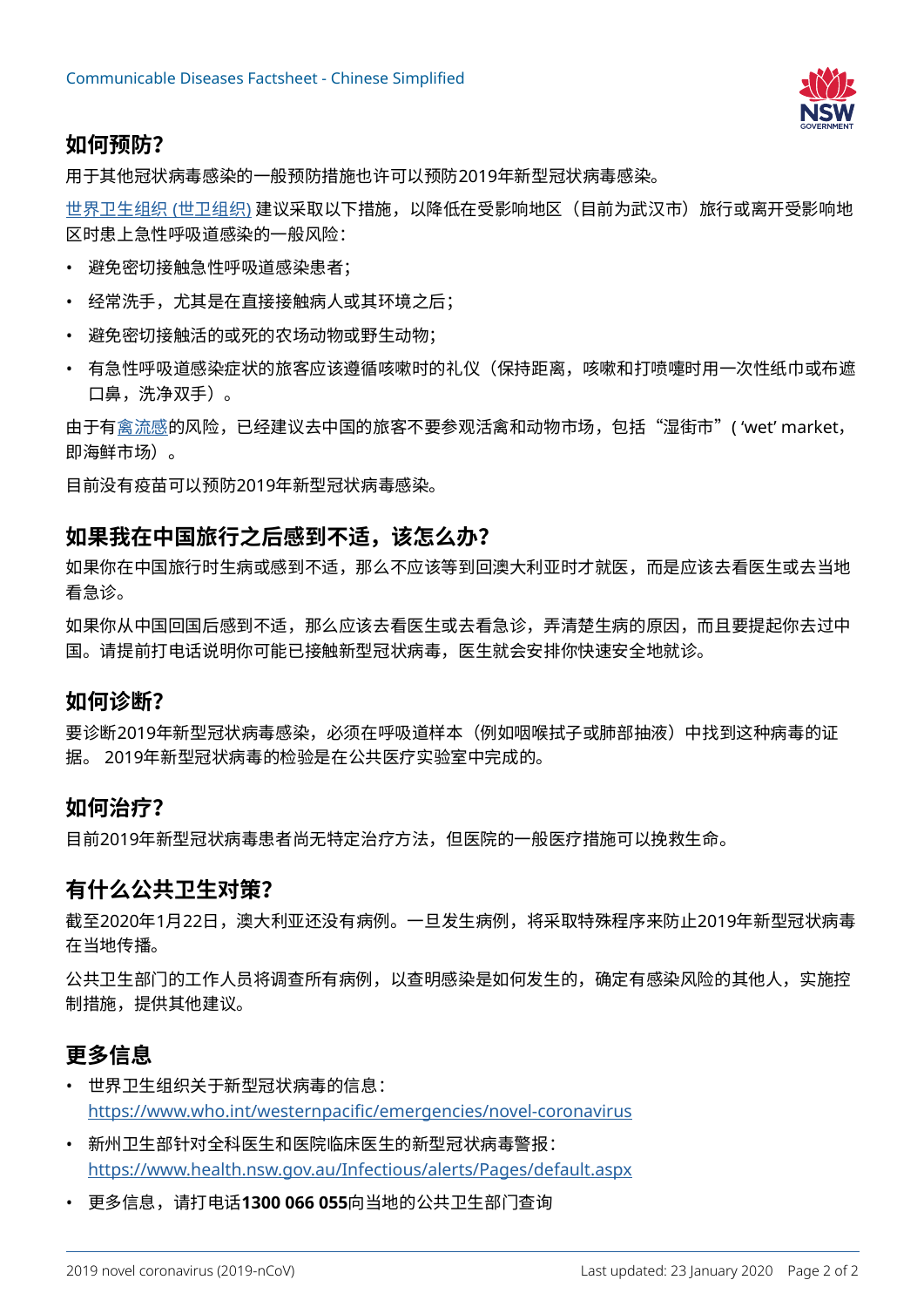## 如何预防?

用于其他冠状病毒感染的一般预防措施也许可以预防2019年新型冠状病毒感染。

世界卫生组织 (世卫组织) 建议采取以下措施，以降低在受影响地区（目前为武汉市）旅行或离开受影响地区时患上急性呼吸道感染的一般风险：

- 避免密切接触急性呼吸道感染患者；
- 经常洗手，尤其是在直接接触病人或其环境之后；
- 避免密切接触活的或死的农场动物或野生动物；
- 有急性呼吸道感染症状的旅客应该遵循咳嗽时的礼仪（保持距离，咳嗽和打喷嚏时用一次性纸巾或布遮口鼻，洗净双手）。

由于有禽流感的风险，已经建议去中国的旅客不要参观活禽和动物市场，包括“湿街市”( ‘wet’ market，即海鲜市场）。

目前没有疫苗可以预防2019年新型冠状病毒感染。

## 如果我在中国旅行之后感到不适，该怎么办?

如果你在中国旅行时生病或感到不适，那么不应该等到回澳大利亚时才就医，而是应该去看医生或去当地看急诊。

如果你从中国回国后感到不适，那么应该去看医生或去看急诊，弄清楚生病的原因，而且要提起你去过中国。请提前打电话说明你可能已接触新型冠状病毒，医生就会安排你快速安全地就诊。

## 如何诊断?

要诊断2019年新型冠状病毒感染，必须在呼吸道样本（例如咽喉拭子或肺部抽液）中找到这种病毒的证据。 2019年新型冠状病毒的检验是在公共医疗实验室中完成的。

## 如何治疗?

目前2019年新型冠状病毒患者尚无特定治疗方法，但医院的一般医疗措施可以挽救生命。

## 有什么公共卫生对策?

截至2020年1月22日，澳大利亚还没有病例。一旦发生病例，将采取特殊程序来防止2019年新型冠状病毒在当地传播。

公共卫生部门的工作人员将调查所有病例，以查明感染是如何发生的，确定有感染风险的其他人，实施控制措施，提供其他建议。

## 更多信息

- 世界卫生组织关于新型冠状病毒的信息：
  https://www.who.int/westernpacific/emergencies/novel-coronavirus
- 新州卫生部针对全科医生和医院临床医生的新型冠状病毒警报：
  https://www.health.nsw.gov.au/Infectious/alerts/Pages/default.aspx
- 更多信息，请打电话**1300 066 055**向当地的公共卫生部门查询